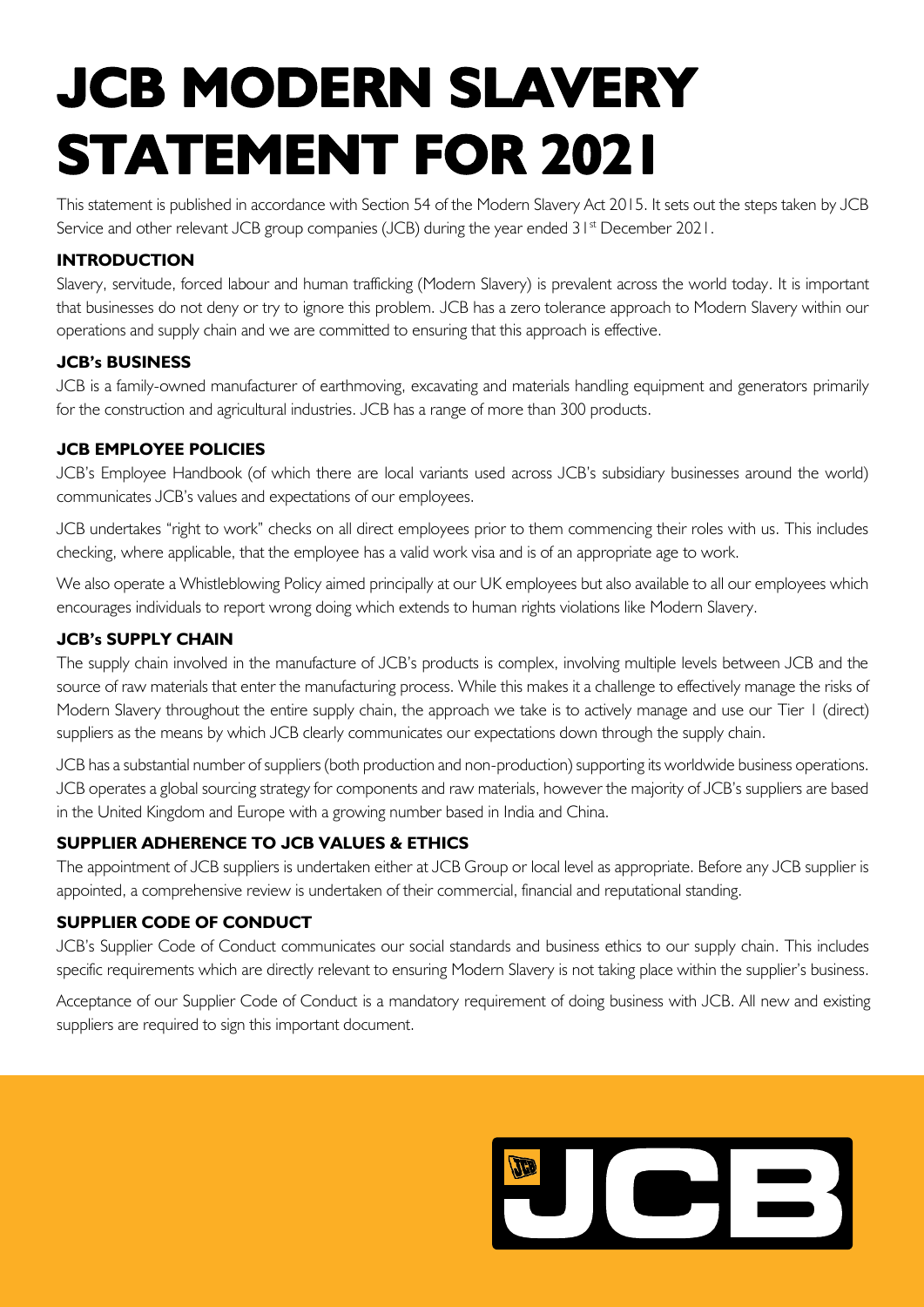# JCB MODERN SLAVERY STATEMENT FOR 2021

This statement is published in accordance with Section 54 of the Modern Slavery Act 2015. It sets out the steps taken by JCB Service and other relevant JCB group companies (JCB) during the year ended 31st December 2021.

## INTRODUCTION

Slavery, servitude, forced labour and human trafficking (Modern Slavery) is prevalent across the world today. It is important that businesses do not deny or try to ignore this problem. JCB has a zero tolerance approach to Modern Slavery within our operations and supply chain and we are committed to ensuring that this approach is effective.

## JCB's BUSINESS

JCB is a family-owned manufacturer of earthmoving, excavating and materials handling equipment and generators primarily for the construction and agricultural industries. JCB has a range of more than 300 products.

## JCB EMPLOYEE POLICIES

JCB's Employee Handbook (of which there are local variants used across JCB's subsidiary businesses around the world) communicates JCB's values and expectations of our employees.

JCB undertakes "right to work" checks on all direct employees prior to them commencing their roles with us. This includes checking, where applicable, that the employee has a valid work visa and is of an appropriate age to work.

We also operate a Whistleblowing Policy aimed principally at our UK employees but also available to all our employees which encourages individuals to report wrong doing which extends to human rights violations like Modern Slavery.

## JCB's SUPPLY CHAIN

The supply chain involved in the manufacture of JCB's products is complex, involving multiple levels between JCB and the source of raw materials that enter the manufacturing process. While this makes it a challenge to effectively manage the risks of Modern Slavery throughout the entire supply chain, the approach we take is to actively manage and use our Tier 1 (direct) suppliers as the means by which JCB clearly communicates our expectations down through the supply chain.

JCB has a substantial number of suppliers (both production and non-production) supporting its worldwide business operations. JCB operates a global sourcing strategy for components and raw materials, however the majority of JCB's suppliers are based in the United Kingdom and Europe with a growing number based in India and China.

## SUPPLIER ADHERENCE TO JCB VALUES & ETHICS

The appointment of JCB suppliers is undertaken either at JCB Group or local level as appropriate. Before any JCB supplier is appointed, a comprehensive review is undertaken of their commercial, financial and reputational standing.

## SUPPLIER CODE OF CONDUCT

JCB's Supplier Code of Conduct communicates our social standards and business ethics to our supply chain. This includes specific requirements which are directly relevant to ensuring Modern Slavery is not taking place within the supplier's business.

Acceptance of our Supplier Code of Conduct is a mandatory requirement of doing business with JCB. All new and existing suppliers are required to sign this important document.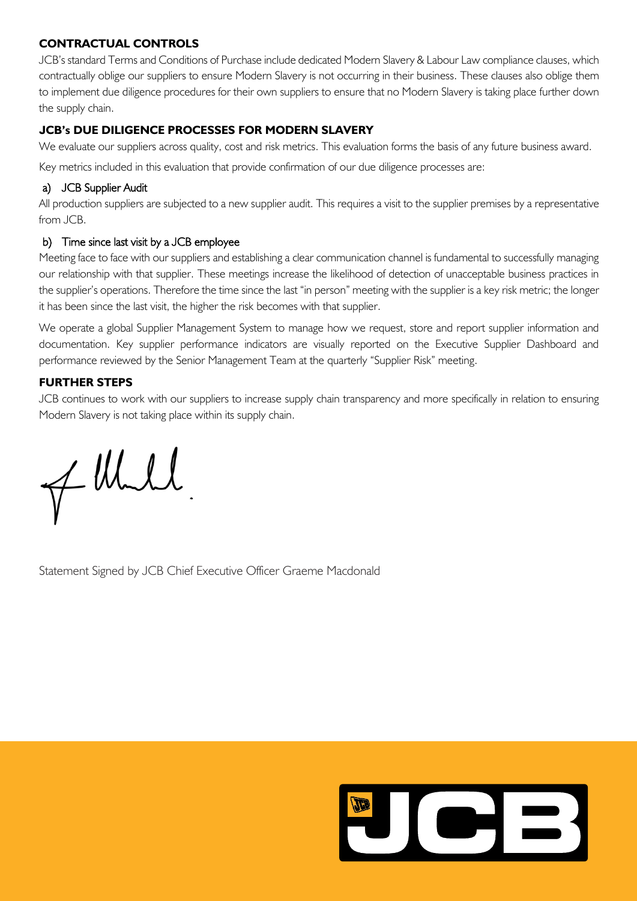## CONTRACTUAL CONTROLS

JCB's standard Terms and Conditions of Purchase include dedicated Modern Slavery & Labour Law compliance clauses, which contractually oblige our suppliers to ensure Modern Slavery is not occurring in their business. These clauses also oblige them to implement due diligence procedures for their own suppliers to ensure that no Modern Slavery is taking place further down the supply chain.

## JCB's DUE DILIGENCE PROCESSES FOR MODERN SLAVERY

We evaluate our suppliers across quality, cost and risk metrics. This evaluation forms the basis of any future business award.

Key metrics included in this evaluation that provide confirmation of our due diligence processes are:

### a) JCB Supplier Audit

All production suppliers are subjected to a new supplier audit. This requires a visit to the supplier premises by a representative from JCB.

### b) Time since last visit by a JCB employee

Meeting face to face with our suppliers and establishing a clear communication channel is fundamental to successfully managing our relationship with that supplier. These meetings increase the likelihood of detection of unacceptable business practices in the supplier's operations. Therefore the time since the last "in person" meeting with the supplier is a key risk metric; the longer it has been since the last visit, the higher the risk becomes with that supplier.

We operate a global Supplier Management System to manage how we request, store and report supplier information and documentation. Key supplier performance indicators are visually reported on the Executive Supplier Dashboard and performance reviewed by the Senior Management Team at the quarterly "Supplier Risk" meeting.

## FURTHER STEPS

JCB continues to work with our suppliers to increase supply chain transparency and more specifically in relation to ensuring Modern Slavery is not taking place within its supply chain.

Statement Signed by JCB Chief Executive Officer Graeme Macdonald